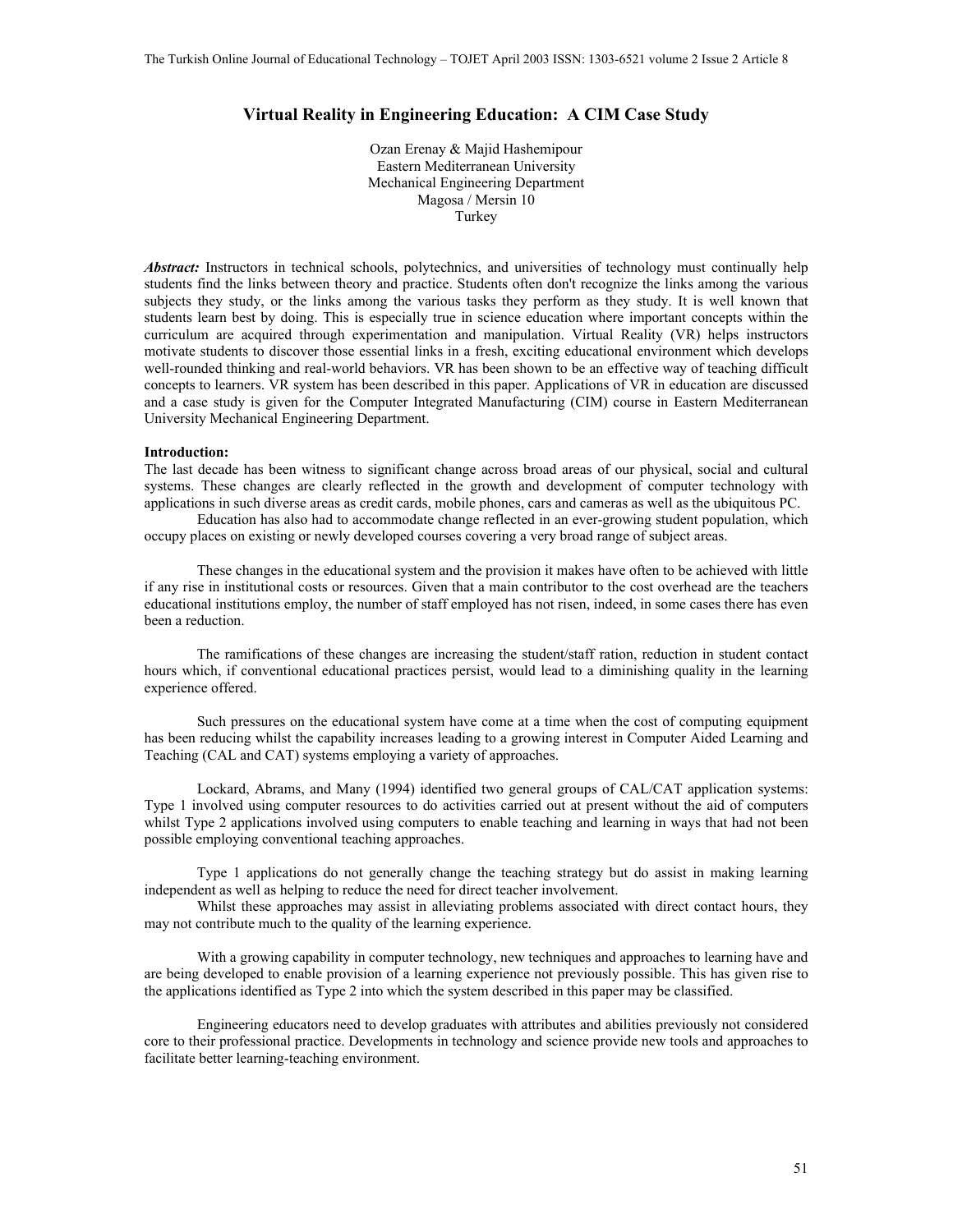# Virtual Reality in Engineering Education: A CIM Case Study

Ozan Erenay & Majid Hashemipour
Eastern Mediterranean University
Mechanical Engineering Department
Magosa / Mersin 10
Turkey

***Abstract:*** Instructors in technical schools, polytechnics, and universities of technology must continually help students find the links between theory and practice. Students often don't recognize the links among the various subjects they study, or the links among the various tasks they perform as they study. It is well known that students learn best by doing. This is especially true in science education where important concepts within the curriculum are acquired through experimentation and manipulation. Virtual Reality (VR) helps instructors motivate students to discover those essential links in a fresh, exciting educational environment which develops well-rounded thinking and real-world behaviors. VR has been shown to be an effective way of teaching difficult concepts to learners. VR system has been described in this paper. Applications of VR in education are discussed and a case study is given for the Computer Integrated Manufacturing (CIM) course in Eastern Mediterranean University Mechanical Engineering Department.

**Introduction:**

The last decade has been witness to significant change across broad areas of our physical, social and cultural systems. These changes are clearly reflected in the growth and development of computer technology with applications in such diverse areas as credit cards, mobile phones, cars and cameras as well as the ubiquitous PC.

Education has also had to accommodate change reflected in an ever-growing student population, which occupy places on existing or newly developed courses covering a very broad range of subject areas.

These changes in the educational system and the provision it makes have often to be achieved with little if any rise in institutional costs or resources. Given that a main contributor to the cost overhead are the teachers educational institutions employ, the number of staff employed has not risen, indeed, in some cases there has even been a reduction.

The ramifications of these changes are increasing the student/staff ration, reduction in student contact hours which, if conventional educational practices persist, would lead to a diminishing quality in the learning experience offered.

Such pressures on the educational system have come at a time when the cost of computing equipment has been reducing whilst the capability increases leading to a growing interest in Computer Aided Learning and Teaching (CAL and CAT) systems employing a variety of approaches.

Lockard, Abrams, and Many (1994) identified two general groups of CAL/CAT application systems: Type 1 involved using computer resources to do activities carried out at present without the aid of computers whilst Type 2 applications involved using computers to enable teaching and learning in ways that had not been possible employing conventional teaching approaches.

Type 1 applications do not generally change the teaching strategy but do assist in making learning independent as well as helping to reduce the need for direct teacher involvement.

Whilst these approaches may assist in alleviating problems associated with direct contact hours, they may not contribute much to the quality of the learning experience.

With a growing capability in computer technology, new techniques and approaches to learning have and are being developed to enable provision of a learning experience not previously possible. This has given rise to the applications identified as Type 2 into which the system described in this paper may be classified.

Engineering educators need to develop graduates with attributes and abilities previously not considered core to their professional practice. Developments in technology and science provide new tools and approaches to facilitate better learning-teaching environment.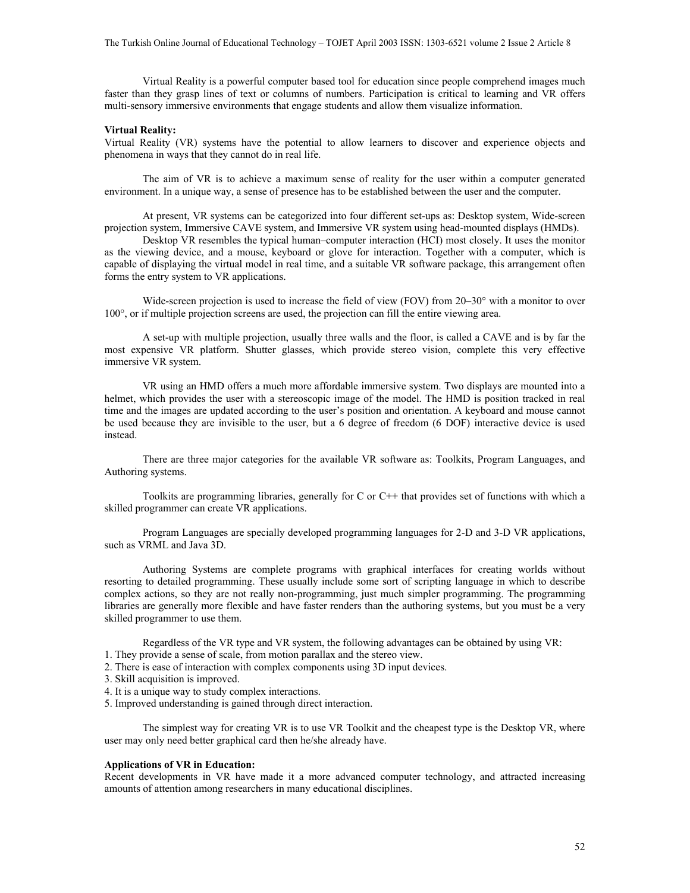Virtual Reality is a powerful computer based tool for education since people comprehend images much faster than they grasp lines of text or columns of numbers. Participation is critical to learning and VR offers multi-sensory immersive environments that engage students and allow them visualize information.

**Virtual Reality:**

Virtual Reality (VR) systems have the potential to allow learners to discover and experience objects and phenomena in ways that they cannot do in real life.

The aim of VR is to achieve a maximum sense of reality for the user within a computer generated environment. In a unique way, a sense of presence has to be established between the user and the computer.

At present, VR systems can be categorized into four different set-ups as: Desktop system, Wide-screen projection system, Immersive CAVE system, and Immersive VR system using head-mounted displays (HMDs).

Desktop VR resembles the typical human–computer interaction (HCI) most closely. It uses the monitor as the viewing device, and a mouse, keyboard or glove for interaction. Together with a computer, which is capable of displaying the virtual model in real time, and a suitable VR software package, this arrangement often forms the entry system to VR applications.

Wide-screen projection is used to increase the field of view (FOV) from 20–30° with a monitor to over 100°, or if multiple projection screens are used, the projection can fill the entire viewing area.

A set-up with multiple projection, usually three walls and the floor, is called a CAVE and is by far the most expensive VR platform. Shutter glasses, which provide stereo vision, complete this very effective immersive VR system.

VR using an HMD offers a much more affordable immersive system. Two displays are mounted into a helmet, which provides the user with a stereoscopic image of the model. The HMD is position tracked in real time and the images are updated according to the user's position and orientation. A keyboard and mouse cannot be used because they are invisible to the user, but a 6 degree of freedom (6 DOF) interactive device is used instead.

There are three major categories for the available VR software as: Toolkits, Program Languages, and Authoring systems.

Toolkits are programming libraries, generally for C or C++ that provides set of functions with which a skilled programmer can create VR applications.

Program Languages are specially developed programming languages for 2-D and 3-D VR applications, such as VRML and Java 3D.

Authoring Systems are complete programs with graphical interfaces for creating worlds without resorting to detailed programming. These usually include some sort of scripting language in which to describe complex actions, so they are not really non-programming, just much simpler programming. The programming libraries are generally more flexible and have faster renders than the authoring systems, but you must be a very skilled programmer to use them.

Regardless of the VR type and VR system, the following advantages can be obtained by using VR:

1. They provide a sense of scale, from motion parallax and the stereo view.
2. There is ease of interaction with complex components using 3D input devices.
3. Skill acquisition is improved.
4. It is a unique way to study complex interactions.
5. Improved understanding is gained through direct interaction.

The simplest way for creating VR is to use VR Toolkit and the cheapest type is the Desktop VR, where user may only need better graphical card then he/she already have.

**Applications of VR in Education:**

Recent developments in VR have made it a more advanced computer technology, and attracted increasing amounts of attention among researchers in many educational disciplines.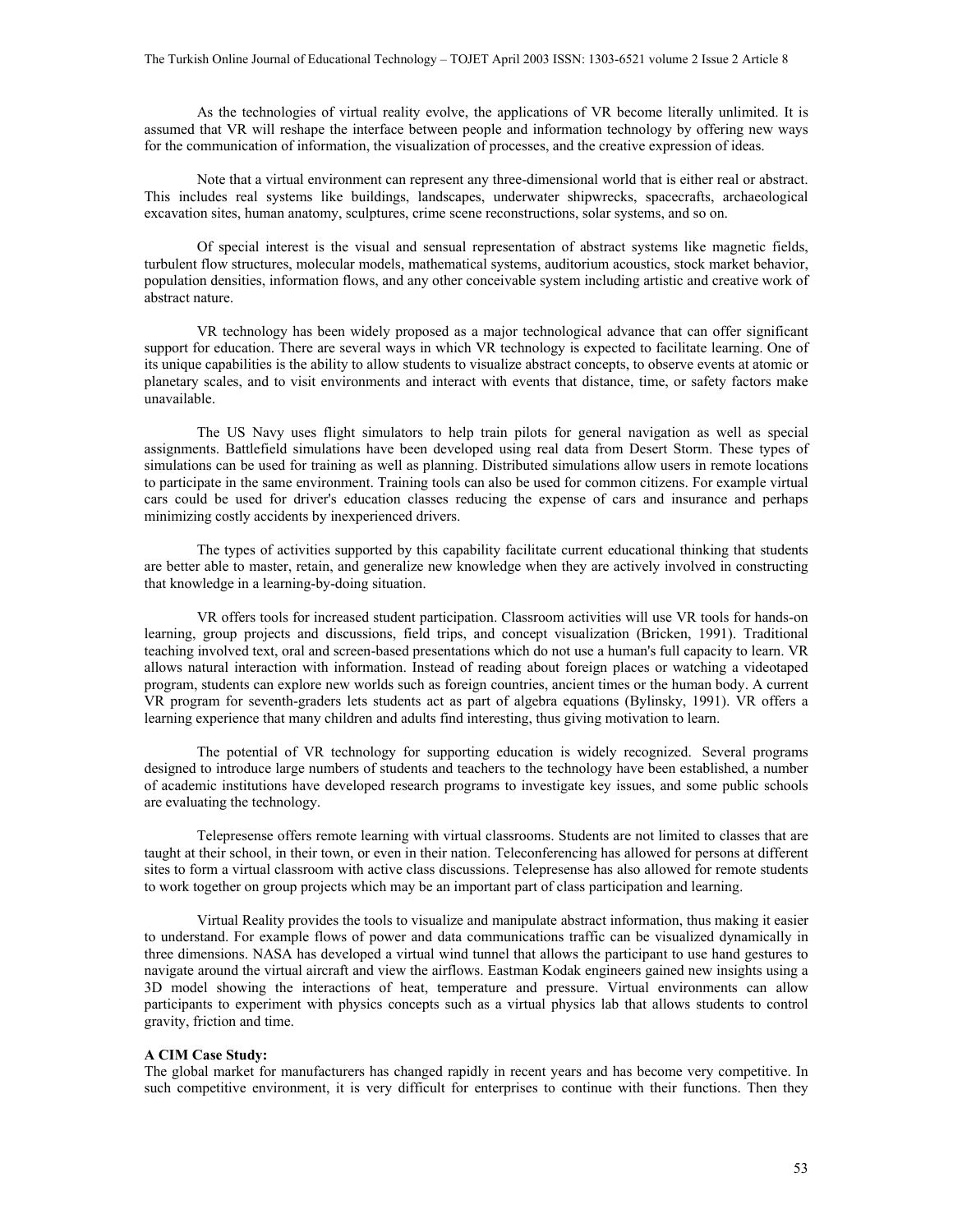As the technologies of virtual reality evolve, the applications of VR become literally unlimited. It is assumed that VR will reshape the interface between people and information technology by offering new ways for the communication of information, the visualization of processes, and the creative expression of ideas.

Note that a virtual environment can represent any three-dimensional world that is either real or abstract. This includes real systems like buildings, landscapes, underwater shipwrecks, spacecrafts, archaeological excavation sites, human anatomy, sculptures, crime scene reconstructions, solar systems, and so on.

Of special interest is the visual and sensual representation of abstract systems like magnetic fields, turbulent flow structures, molecular models, mathematical systems, auditorium acoustics, stock market behavior, population densities, information flows, and any other conceivable system including artistic and creative work of abstract nature.

VR technology has been widely proposed as a major technological advance that can offer significant support for education. There are several ways in which VR technology is expected to facilitate learning. One of its unique capabilities is the ability to allow students to visualize abstract concepts, to observe events at atomic or planetary scales, and to visit environments and interact with events that distance, time, or safety factors make unavailable.

The US Navy uses flight simulators to help train pilots for general navigation as well as special assignments. Battlefield simulations have been developed using real data from Desert Storm. These types of simulations can be used for training as well as planning. Distributed simulations allow users in remote locations to participate in the same environment. Training tools can also be used for common citizens. For example virtual cars could be used for driver's education classes reducing the expense of cars and insurance and perhaps minimizing costly accidents by inexperienced drivers.

The types of activities supported by this capability facilitate current educational thinking that students are better able to master, retain, and generalize new knowledge when they are actively involved in constructing that knowledge in a learning-by-doing situation.

VR offers tools for increased student participation. Classroom activities will use VR tools for hands-on learning, group projects and discussions, field trips, and concept visualization (Bricken, 1991). Traditional teaching involved text, oral and screen-based presentations which do not use a human's full capacity to learn. VR allows natural interaction with information. Instead of reading about foreign places or watching a videotaped program, students can explore new worlds such as foreign countries, ancient times or the human body. A current VR program for seventh-graders lets students act as part of algebra equations (Bylinsky, 1991). VR offers a learning experience that many children and adults find interesting, thus giving motivation to learn.

The potential of VR technology for supporting education is widely recognized. Several programs designed to introduce large numbers of students and teachers to the technology have been established, a number of academic institutions have developed research programs to investigate key issues, and some public schools are evaluating the technology.

Telepresense offers remote learning with virtual classrooms. Students are not limited to classes that are taught at their school, in their town, or even in their nation. Teleconferencing has allowed for persons at different sites to form a virtual classroom with active class discussions. Telepresense has also allowed for remote students to work together on group projects which may be an important part of class participation and learning.

Virtual Reality provides the tools to visualize and manipulate abstract information, thus making it easier to understand. For example flows of power and data communications traffic can be visualized dynamically in three dimensions. NASA has developed a virtual wind tunnel that allows the participant to use hand gestures to navigate around the virtual aircraft and view the airflows. Eastman Kodak engineers gained new insights using a 3D model showing the interactions of heat, temperature and pressure. Virtual environments can allow participants to experiment with physics concepts such as a virtual physics lab that allows students to control gravity, friction and time.

**A CIM Case Study:**

The global market for manufacturers has changed rapidly in recent years and has become very competitive. In such competitive environment, it is very difficult for enterprises to continue with their functions. Then they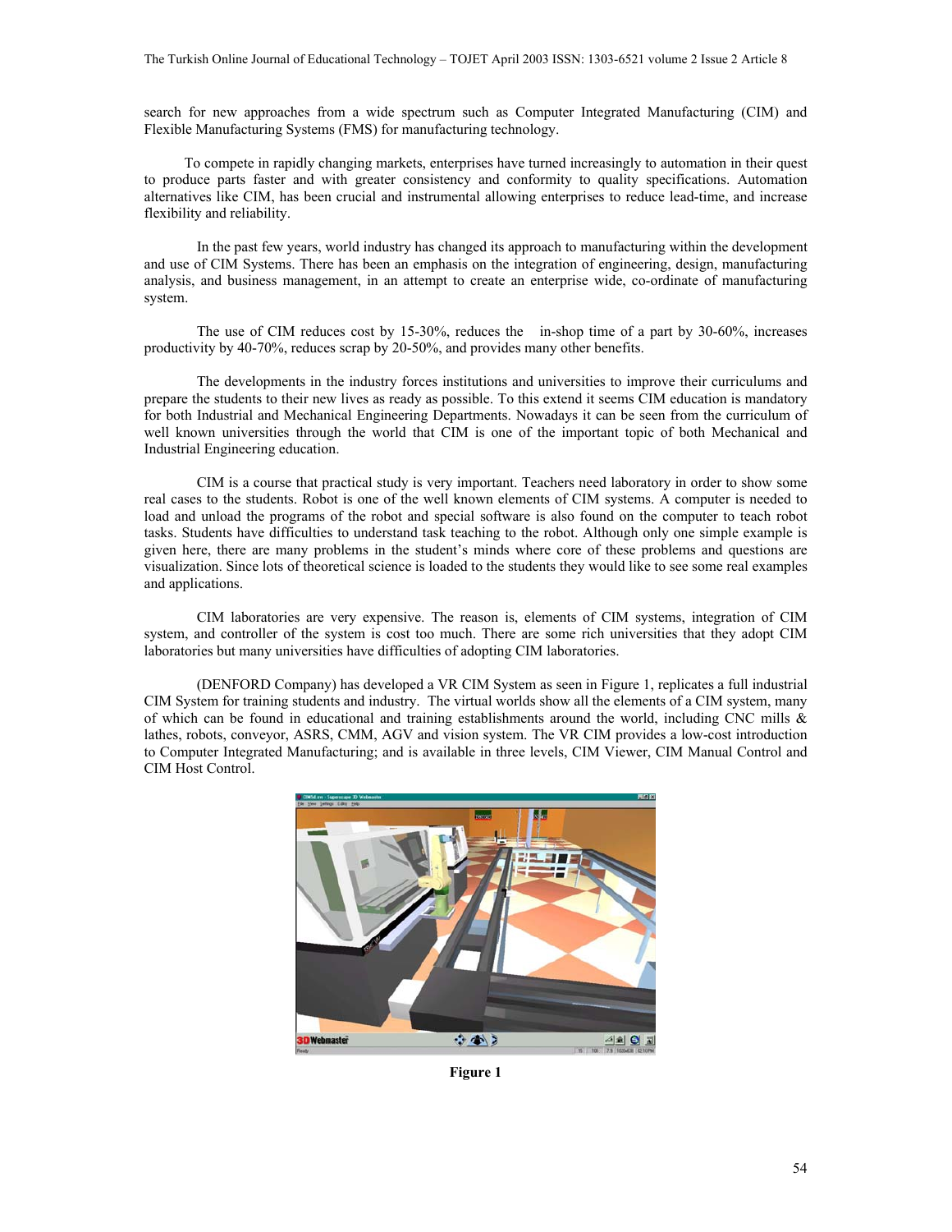search for new approaches from a wide spectrum such as Computer Integrated Manufacturing (CIM) and Flexible Manufacturing Systems (FMS) for manufacturing technology.

To compete in rapidly changing markets, enterprises have turned increasingly to automation in their quest to produce parts faster and with greater consistency and conformity to quality specifications. Automation alternatives like CIM, has been crucial and instrumental allowing enterprises to reduce lead-time, and increase flexibility and reliability.

In the past few years, world industry has changed its approach to manufacturing within the development and use of CIM Systems. There has been an emphasis on the integration of engineering, design, manufacturing analysis, and business management, in an attempt to create an enterprise wide, co-ordinate of manufacturing system.

The use of CIM reduces cost by 15-30%, reduces the in-shop time of a part by 30-60%, increases productivity by 40-70%, reduces scrap by 20-50%, and provides many other benefits.

The developments in the industry forces institutions and universities to improve their curriculums and prepare the students to their new lives as ready as possible. To this extend it seems CIM education is mandatory for both Industrial and Mechanical Engineering Departments. Nowadays it can be seen from the curriculum of well known universities through the world that CIM is one of the important topic of both Mechanical and Industrial Engineering education.

CIM is a course that practical study is very important. Teachers need laboratory in order to show some real cases to the students. Robot is one of the well known elements of CIM systems. A computer is needed to load and unload the programs of the robot and special software is also found on the computer to teach robot tasks. Students have difficulties to understand task teaching to the robot. Although only one simple example is given here, there are many problems in the student's minds where core of these problems and questions are visualization. Since lots of theoretical science is loaded to the students they would like to see some real examples and applications.

CIM laboratories are very expensive. The reason is, elements of CIM systems, integration of CIM system, and controller of the system is cost too much. There are some rich universities that they adopt CIM laboratories but many universities have difficulties of adopting CIM laboratories.

(DENFORD Company) has developed a VR CIM System as seen in Figure 1, replicates a full industrial CIM System for training students and industry. The virtual worlds show all the elements of a CIM system, many of which can be found in educational and training establishments around the world, including CNC mills & lathes, robots, conveyor, ASRS, CMM, AGV and vision system. The VR CIM provides a low-cost introduction to Computer Integrated Manufacturing; and is available in three levels, CIM Viewer, CIM Manual Control and CIM Host Control.

**Figure 1**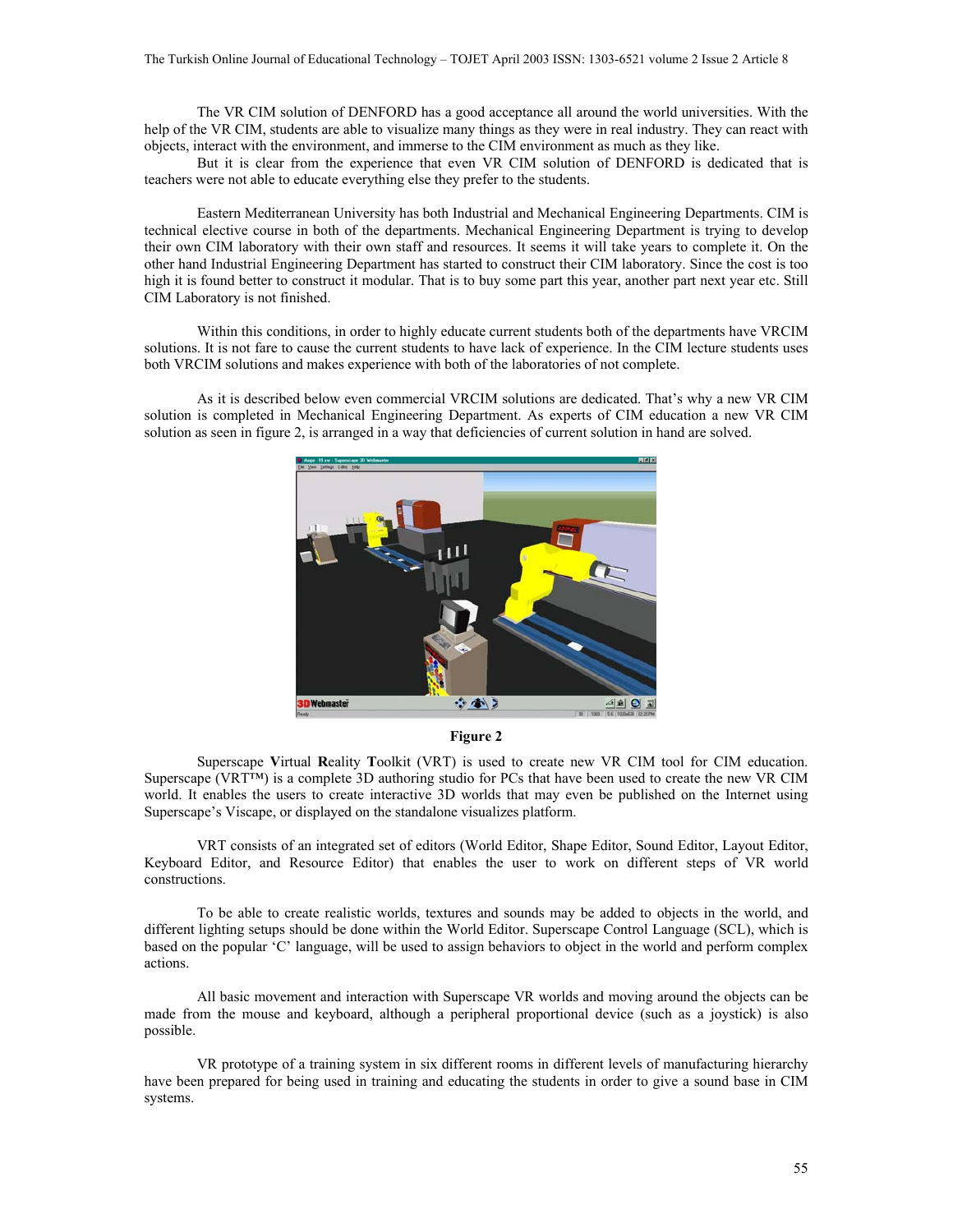The VR CIM solution of DENFORD has a good acceptance all around the world universities. With the help of the VR CIM, students are able to visualize many things as they were in real industry. They can react with objects, interact with the environment, and immerse to the CIM environment as much as they like.

But it is clear from the experience that even VR CIM solution of DENFORD is dedicated that is teachers were not able to educate everything else they prefer to the students.

Eastern Mediterranean University has both Industrial and Mechanical Engineering Departments. CIM is technical elective course in both of the departments. Mechanical Engineering Department is trying to develop their own CIM laboratory with their own staff and resources. It seems it will take years to complete it. On the other hand Industrial Engineering Department has started to construct their CIM laboratory. Since the cost is too high it is found better to construct it modular. That is to buy some part this year, another part next year etc. Still CIM Laboratory is not finished.

Within this conditions, in order to highly educate current students both of the departments have VRCIM solutions. It is not fare to cause the current students to have lack of experience. In the CIM lecture students uses both VRCIM solutions and makes experience with both of the laboratories of not complete.

As it is described below even commercial VRCIM solutions are dedicated. That's why a new VR CIM solution is completed in Mechanical Engineering Department. As experts of CIM education a new VR CIM solution as seen in figure 2, is arranged in a way that deficiencies of current solution in hand are solved.

**Figure 2**

Superscape **V**irtual **R**eality **T**oolkit (VRT) is used to create new VR CIM tool for CIM education. Superscape (VRT™) is a complete 3D authoring studio for PCs that have been used to create the new VR CIM world. It enables the users to create interactive 3D worlds that may even be published on the Internet using Superscape's Viscape, or displayed on the standalone visualizes platform.

VRT consists of an integrated set of editors (World Editor, Shape Editor, Sound Editor, Layout Editor, Keyboard Editor, and Resource Editor) that enables the user to work on different steps of VR world constructions.

To be able to create realistic worlds, textures and sounds may be added to objects in the world, and different lighting setups should be done within the World Editor. Superscape Control Language (SCL), which is based on the popular 'C' language, will be used to assign behaviors to object in the world and perform complex actions.

All basic movement and interaction with Superscape VR worlds and moving around the objects can be made from the mouse and keyboard, although a peripheral proportional device (such as a joystick) is also possible.

VR prototype of a training system in six different rooms in different levels of manufacturing hierarchy have been prepared for being used in training and educating the students in order to give a sound base in CIM systems.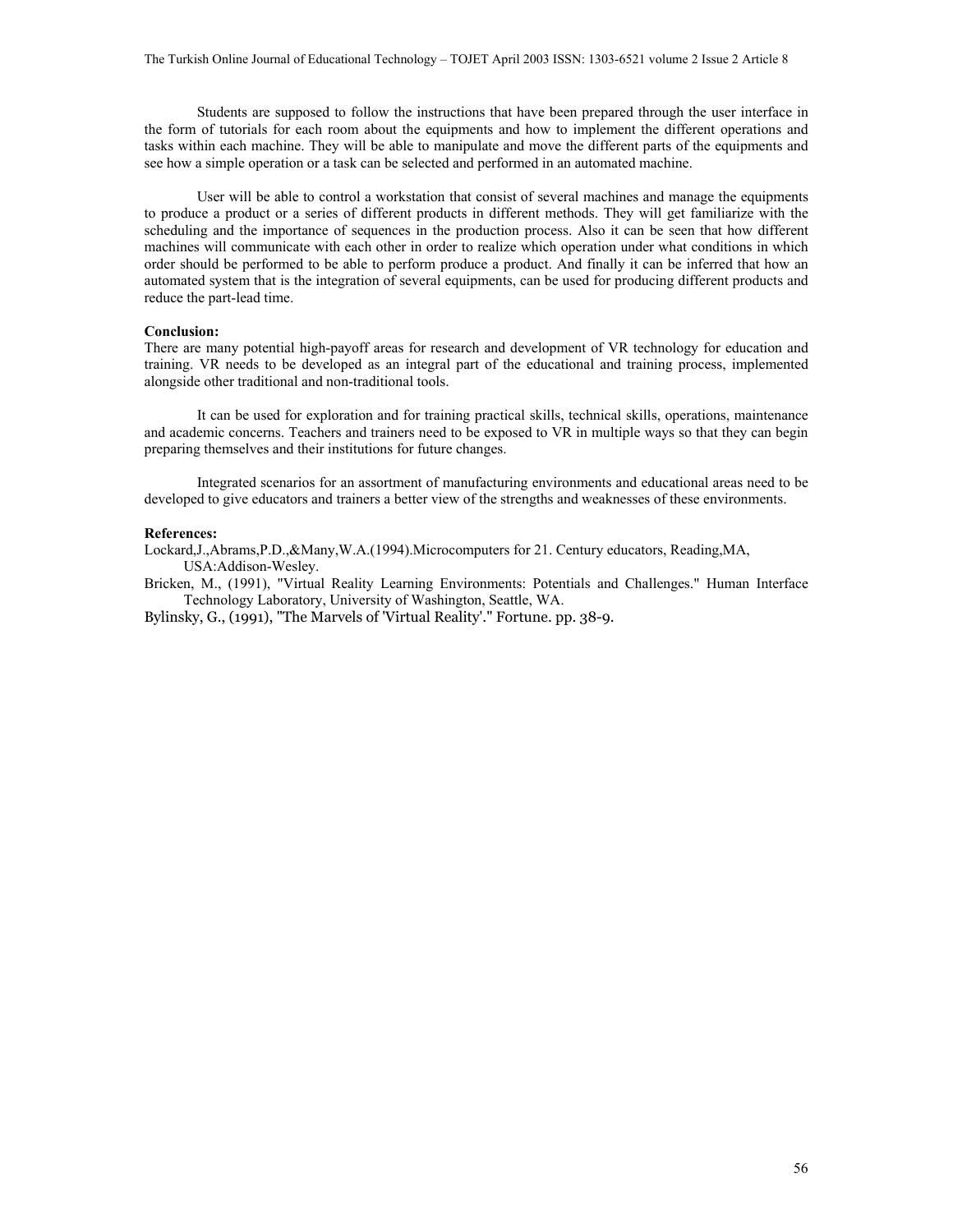Students are supposed to follow the instructions that have been prepared through the user interface in the form of tutorials for each room about the equipments and how to implement the different operations and tasks within each machine. They will be able to manipulate and move the different parts of the equipments and see how a simple operation or a task can be selected and performed in an automated machine.

User will be able to control a workstation that consist of several machines and manage the equipments to produce a product or a series of different products in different methods. They will get familiarize with the scheduling and the importance of sequences in the production process. Also it can be seen that how different machines will communicate with each other in order to realize which operation under what conditions in which order should be performed to be able to perform produce a product. And finally it can be inferred that how an automated system that is the integration of several equipments, can be used for producing different products and reduce the part-lead time.

**Conclusion:**

There are many potential high-payoff areas for research and development of VR technology for education and training. VR needs to be developed as an integral part of the educational and training process, implemented alongside other traditional and non-traditional tools.

It can be used for exploration and for training practical skills, technical skills, operations, maintenance and academic concerns. Teachers and trainers need to be exposed to VR in multiple ways so that they can begin preparing themselves and their institutions for future changes.

Integrated scenarios for an assortment of manufacturing environments and educational areas need to be developed to give educators and trainers a better view of the strengths and weaknesses of these environments.

**References:**

Lockard,J.,Abrams,P.D.,&Many,W.A.(1994).Microcomputers for 21. Century educators, Reading,MA, USA:Addison-Wesley.

Bricken, M., (1991), "Virtual Reality Learning Environments: Potentials and Challenges." Human Interface Technology Laboratory, University of Washington, Seattle, WA.

Bylinsky, G., (1991), "The Marvels of 'Virtual Reality'." Fortune. pp. 38-9.